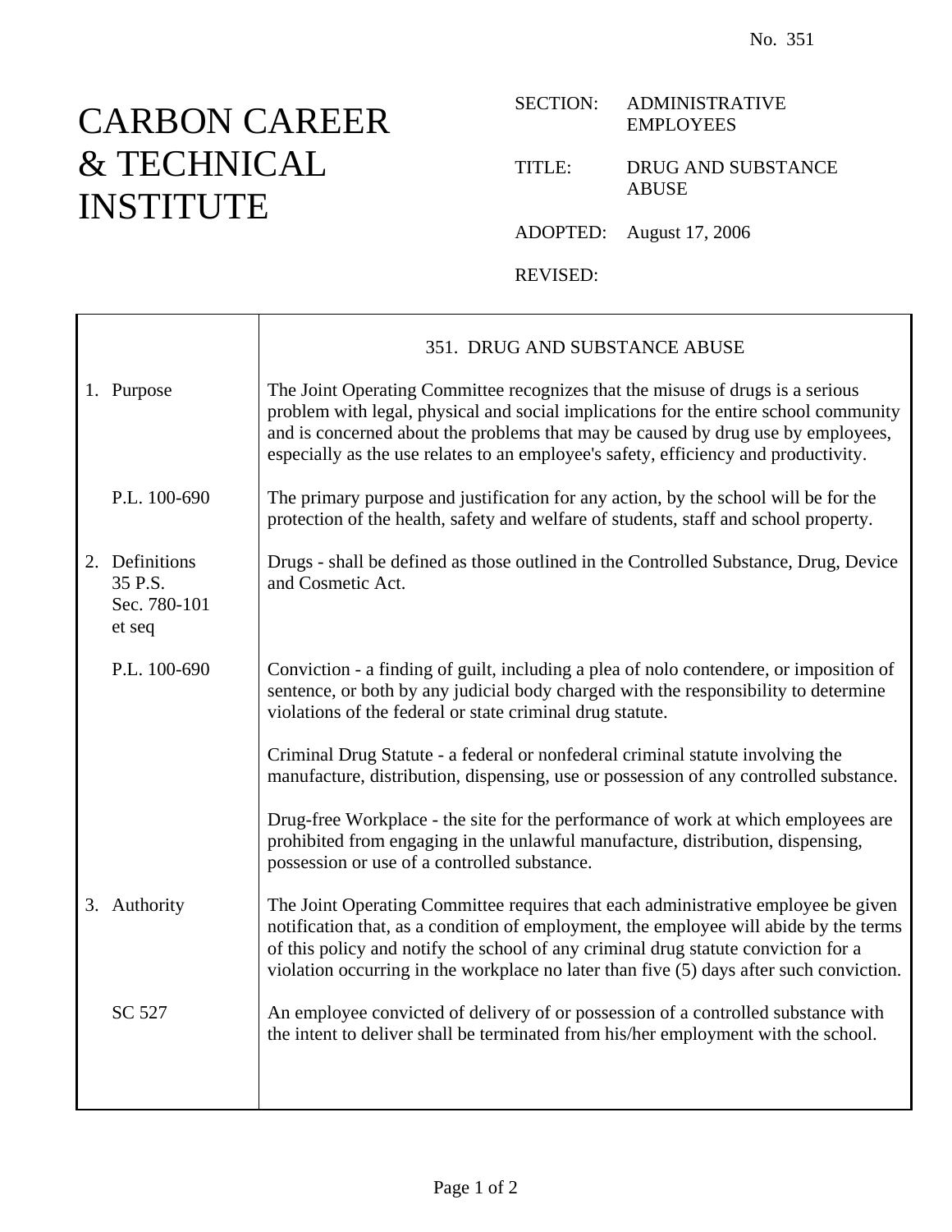No. 351

# CARBON CAREER & TECHNICAL INSTITUTE

SECTION: ADMINISTRATIVE EMPLOYEES

TITLE: DRUG AND SUBSTANCE ABUSE

ADOPTED: August 17, 2006

REVISED:

## 351. DRUG AND SUBSTANCE ABUSE

**1. Purpose**

The Joint Operating Committee recognizes that the misuse of drugs is a serious problem with legal, physical and social implications for the entire school community and is concerned about the problems that may be caused by drug use by employees, especially as the use relates to an employee's safety, efficiency and productivity.

P.L. 100-690

The primary purpose and justification for any action, by the school will be for the protection of the health, safety and welfare of students, staff and school property.

**2. Definitions**

35 P.S. Sec. 780-101 et seq

Drugs - shall be defined as those outlined in the Controlled Substance, Drug, Device and Cosmetic Act.

P.L. 100-690

Conviction - a finding of guilt, including a plea of nolo contendere, or imposition of sentence, or both by any judicial body charged with the responsibility to determine violations of the federal or state criminal drug statute.

Criminal Drug Statute - a federal or nonfederal criminal statute involving the manufacture, distribution, dispensing, use or possession of any controlled substance.

Drug-free Workplace - the site for the performance of work at which employees are prohibited from engaging in the unlawful manufacture, distribution, dispensing, possession or use of a controlled substance.

**3. Authority**

The Joint Operating Committee requires that each administrative employee be given notification that, as a condition of employment, the employee will abide by the terms of this policy and notify the school of any criminal drug statute conviction for a violation occurring in the workplace no later than five (5) days after such conviction.

SC 527

An employee convicted of delivery of or possession of a controlled substance with the intent to deliver shall be terminated from his/her employment with the school.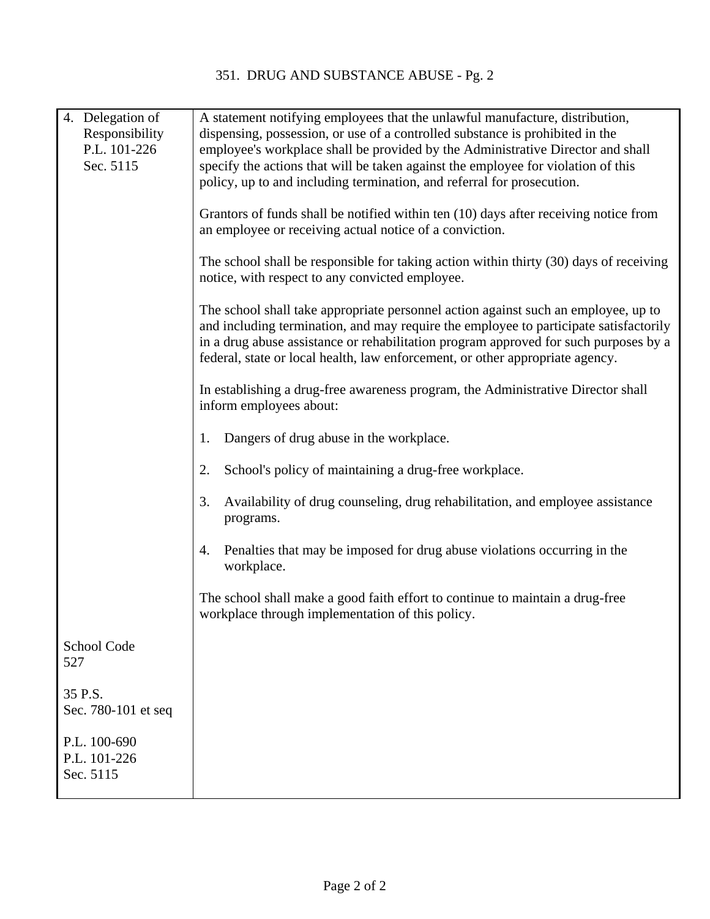| | |
|---|---|
| 4. Delegation of Responsibility<br>P.L. 101-226<br>Sec. 5115 | A statement notifying employees that the unlawful manufacture, distribution, dispensing, possession, or use of a controlled substance is prohibited in the employee's workplace shall be provided by the Administrative Director and shall specify the actions that will be taken against the employee for violation of this policy, up to and including termination, and referral for prosecution.<br><br>Grantors of funds shall be notified within ten (10) days after receiving notice from an employee or receiving actual notice of a conviction.<br><br>The school shall be responsible for taking action within thirty (30) days of receiving notice, with respect to any convicted employee.<br><br>The school shall take appropriate personnel action against such an employee, up to and including termination, and may require the employee to participate satisfactorily in a drug abuse assistance or rehabilitation program approved for such purposes by a federal, state or local health, law enforcement, or other appropriate agency.<br><br>In establishing a drug-free awareness program, the Administrative Director shall inform employees about:<br><br>1. Dangers of drug abuse in the workplace.<br><br>2. School's policy of maintaining a drug-free workplace.<br><br>3. Availability of drug counseling, drug rehabilitation, and employee assistance programs.<br><br>4. Penalties that may be imposed for drug abuse violations occurring in the workplace.<br><br>The school shall make a good faith effort to continue to maintain a drug-free workplace through implementation of this policy. |
| School Code<br>527<br><br>35 P.S.<br>Sec. 780-101 et seq<br><br>P.L. 100-690<br>P.L. 101-226<br>Sec. 5115 | |